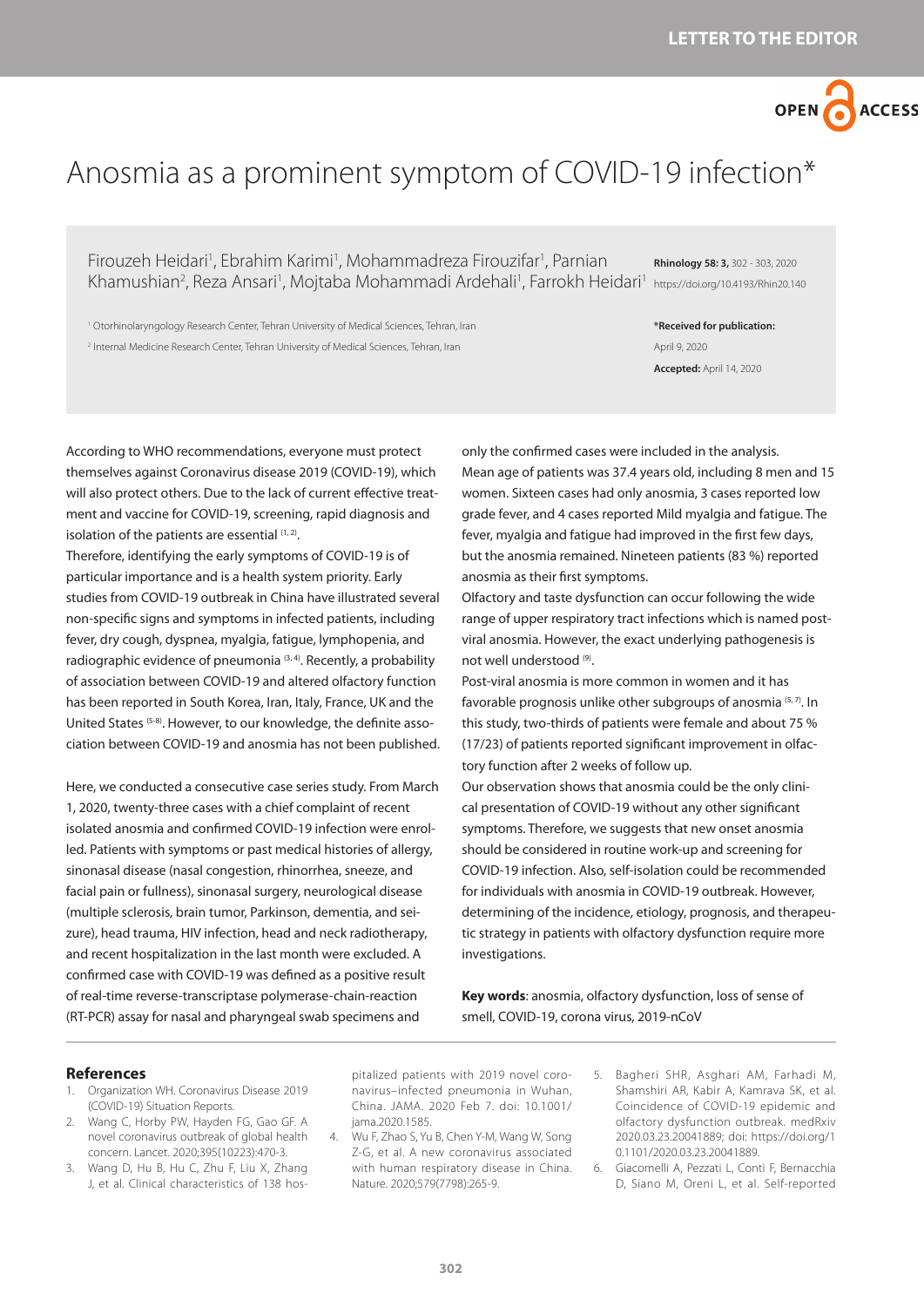LETTER TO THE EDITOR

# Anosmia as a prominent symptom of COVID-19 infection*

Firouzeh Heidari[1], Ebrahim Karimi[1], Mohammadreza Firouzifar[1], Parnian Khamushian[2], Reza Ansari[1], Mojtaba Mohammadi Ardehali[1], Farrokh Heidari[1]

[1] Otorhinolaryngology Research Center, Tehran University of Medical Sciences, Tehran, Iran

[2] Internal Medicine Research Center, Tehran University of Medical Sciences, Tehran, Iran

**Rhinology 58: 3,** 302 - 303, 2020
https://doi.org/10.4193/Rhin20.140

***Received for publication:**
April 9, 2020
**Accepted:** April 14, 2020

According to WHO recommendations, everyone must protect themselves against Coronavirus disease 2019 (COVID-19), which will also protect others. Due to the lack of current effective treatment and vaccine for COVID-19, screening, rapid diagnosis and isolation of the patients are essential [1, 2].
Therefore, identifying the early symptoms of COVID-19 is of particular importance and is a health system priority. Early studies from COVID-19 outbreak in China have illustrated several non-specific signs and symptoms in infected patients, including fever, dry cough, dyspnea, myalgia, fatigue, lymphopenia, and radiographic evidence of pneumonia [3, 4]. Recently, a probability of association between COVID-19 and altered olfactory function has been reported in South Korea, Iran, Italy, France, UK and the United States [5-8]. However, to our knowledge, the definite association between COVID-19 and anosmia has not been published.

Here, we conducted a consecutive case series study. From March 1, 2020, twenty-three cases with a chief complaint of recent isolated anosmia and confirmed COVID-19 infection were enrolled. Patients with symptoms or past medical histories of allergy, sinonasal disease (nasal congestion, rhinorrhea, sneeze, and facial pain or fullness), sinonasal surgery, neurological disease (multiple sclerosis, brain tumor, Parkinson, dementia, and seizure), head trauma, HIV infection, head and neck radiotherapy, and recent hospitalization in the last month were excluded. A confirmed case with COVID-19 was defined as a positive result of real-time reverse-transcriptase polymerase-chain-reaction (RT-PCR) assay for nasal and pharyngeal swab specimens and only the confirmed cases were included in the analysis.
Mean age of patients was 37.4 years old, including 8 men and 15 women. Sixteen cases had only anosmia, 3 cases reported low grade fever, and 4 cases reported Mild myalgia and fatigue. The fever, myalgia and fatigue had improved in the first few days, but the anosmia remained. Nineteen patients (83 %) reported anosmia as their first symptoms.
Olfactory and taste dysfunction can occur following the wide range of upper respiratory tract infections which is named post-viral anosmia. However, the exact underlying pathogenesis is not well understood [9].
Post-viral anosmia is more common in women and it has favorable prognosis unlike other subgroups of anosmia [5, 7]. In this study, two-thirds of patients were female and about 75 % (17/23) of patients reported significant improvement in olfactory function after 2 weeks of follow up.
Our observation shows that anosmia could be the only clinical presentation of COVID-19 without any other significant symptoms. Therefore, we suggests that new onset anosmia should be considered in routine work-up and screening for COVID-19 infection. Also, self-isolation could be recommended for individuals with anosmia in COVID-19 outbreak. However, determining of the incidence, etiology, prognosis, and therapeutic strategy in patients with olfactory dysfunction require more investigations.

**Key words**: anosmia, olfactory dysfunction, loss of sense of smell, COVID-19, corona virus, 2019-nCoV

## References

1. Organization WH. Coronavirus Disease 2019 (COVID-19) Situation Reports.
2. Wang C, Horby PW, Hayden FG, Gao GF. A novel coronavirus outbreak of global health concern. Lancet. 2020;395(10223):470-3.
3. Wang D, Hu B, Hu C, Zhu F, Liu X, Zhang J, et al. Clinical characteristics of 138 hospitalized patients with 2019 novel coronavirus–infected pneumonia in Wuhan, China. JAMA. 2020 Feb 7. doi: 10.1001/jama.2020.1585.
4. Wu F, Zhao S, Yu B, Chen Y-M, Wang W, Song Z-G, et al. A new coronavirus associated with human respiratory disease in China. Nature. 2020;579(7798):265-9.
5. Bagheri SHR, Asghari AM, Farhadi M, Shamshiri AR, Kabir A, Kamrava SK, et al. Coincidence of COVID-19 epidemic and olfactory dysfunction outbreak. medRxiv 2020.03.23.20041889; doi: https://doi.org/10.1101/2020.03.23.20041889.
6. Giacomelli A, Pezzati L, Conti F, Bernacchia D, Siano M, Oreni L, et al. Self-reported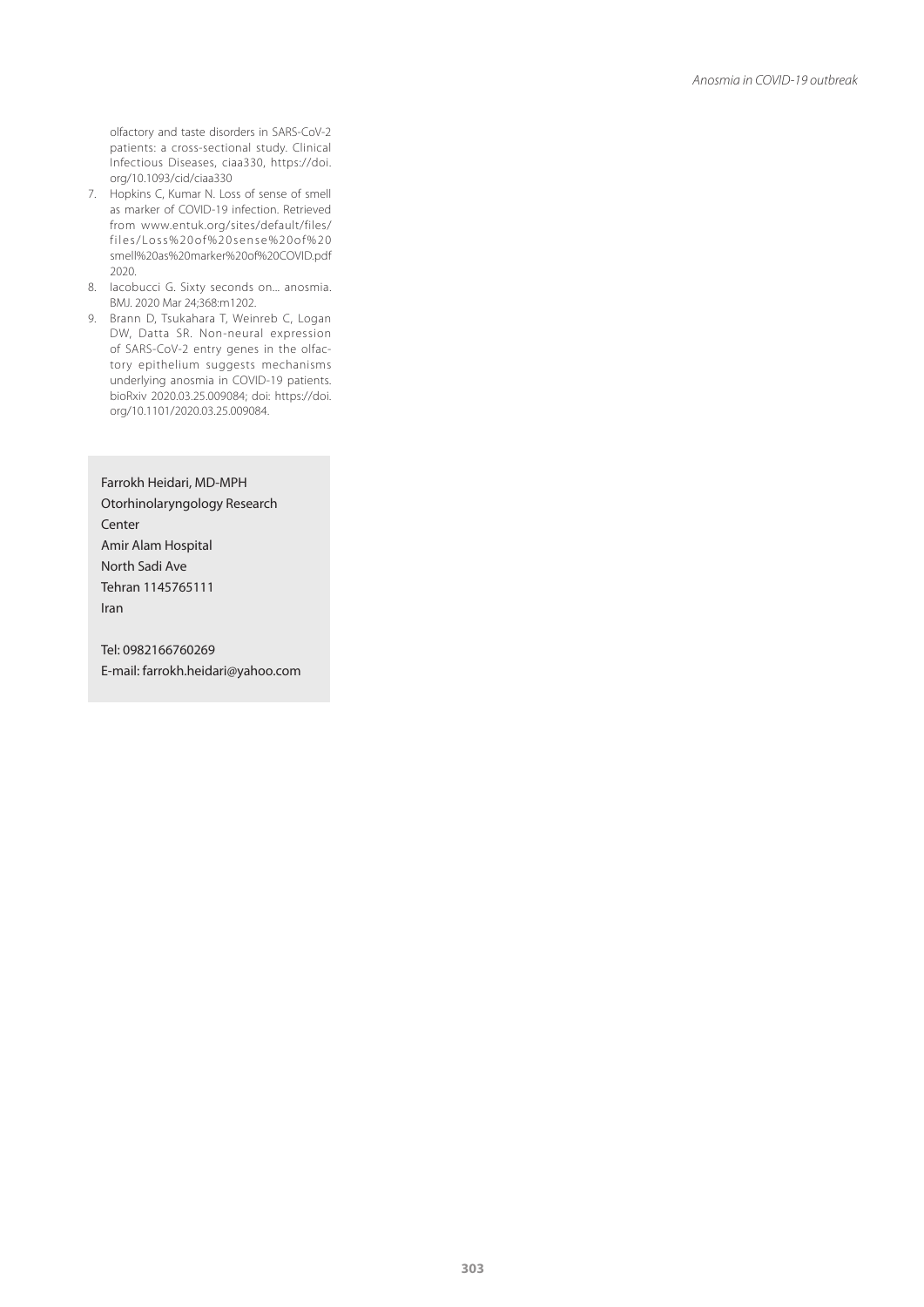olfactory and taste disorders in SARS-CoV-2 patients: a cross-sectional study. Clinical Infectious Diseases, ciaa330, https://doi.org/10.1093/cid/ciaa330

7. Hopkins C, Kumar N. Loss of sense of smell as marker of COVID-19 infection. Retrieved from www.entuk.org/sites/default/files/files/Loss%20of%20sense%20of%20smell%20as%20marker%20of%20COVID.pdf 2020.
8. Iacobucci G. Sixty seconds on... anosmia. BMJ. 2020 Mar 24;368:m1202.
9. Brann D, Tsukahara T, Weinreb C, Logan DW, Datta SR. Non-neural expression of SARS-CoV-2 entry genes in the olfactory epithelium suggests mechanisms underlying anosmia in COVID-19 patients. bioRxiv 2020.03.25.009084; doi: https://doi.org/10.1101/2020.03.25.009084.

Farrokh Heidari, MD-MPH
Otorhinolaryngology Research Center
Amir Alam Hospital
North Sadi Ave
Tehran 1145765111
Iran

Tel: 0982166760269
E-mail: farrokh.heidari@yahoo.com